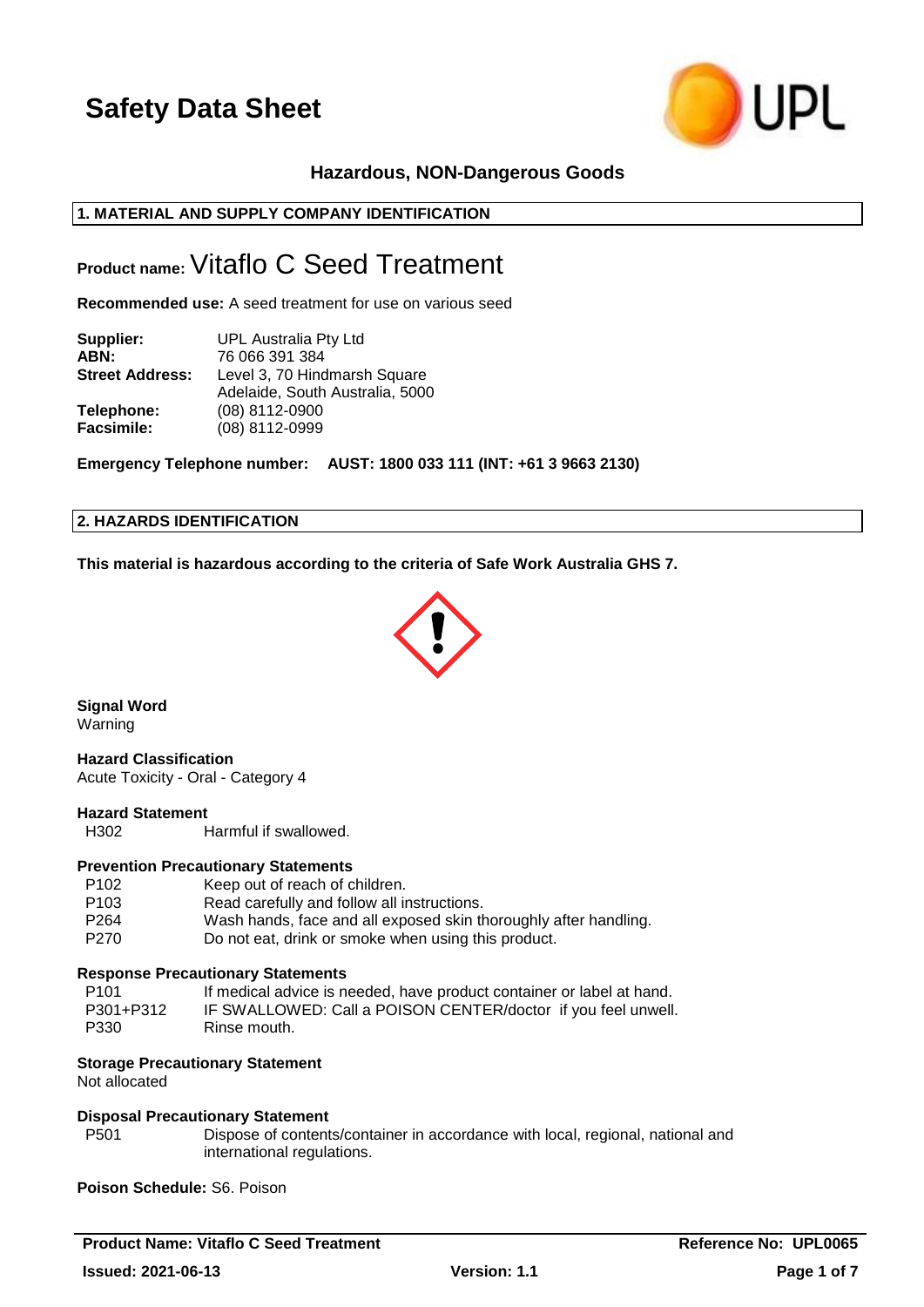# Safety Data Sheet

**Hazardous, NON-Dangerous Goods**

## 1. MATERIAL AND SUPPLY COMPANY IDENTIFICATION

**Product name:** Vitaflo C Seed Treatment

**Recommended use:** A seed treatment for use on various seed

| | |
|---|---|
| **Supplier:** | UPL Australia Pty Ltd |
| **ABN:** | 76 066 391 384 |
| **Street Address:** | Level 3, 70 Hindmarsh Square<br>Adelaide, South Australia, 5000 |
| **Telephone:** | (08) 8112-0900 |
| **Facsimile:** | (08) 8112-0999 |

**Emergency Telephone number: AUST: 1800 033 111 (INT: +61 3 9663 2130)**

## 2. HAZARDS IDENTIFICATION

**This material is hazardous according to the criteria of Safe Work Australia GHS 7.**

**Signal Word**
Warning

**Hazard Classification**
Acute Toxicity - Oral - Category 4

**Hazard Statement**

| | |
|---|---|
| H302 | Harmful if swallowed. |

**Prevention Precautionary Statements**

| | |
|---|---|
| P102 | Keep out of reach of children. |
| P103 | Read carefully and follow all instructions. |
| P264 | Wash hands, face and all exposed skin thoroughly after handling. |
| P270 | Do not eat, drink or smoke when using this product. |

**Response Precautionary Statements**

| | |
|---|---|
| P101 | If medical advice is needed, have product container or label at hand. |
| P301+P312 | IF SWALLOWED: Call a POISON CENTER/doctor if you feel unwell. |
| P330 | Rinse mouth. |

**Storage Precautionary Statement**
Not allocated

**Disposal Precautionary Statement**

| | |
|---|---|
| P501 | Dispose of contents/container in accordance with local, regional, national and international regulations. |

**Poison Schedule:** S6. Poison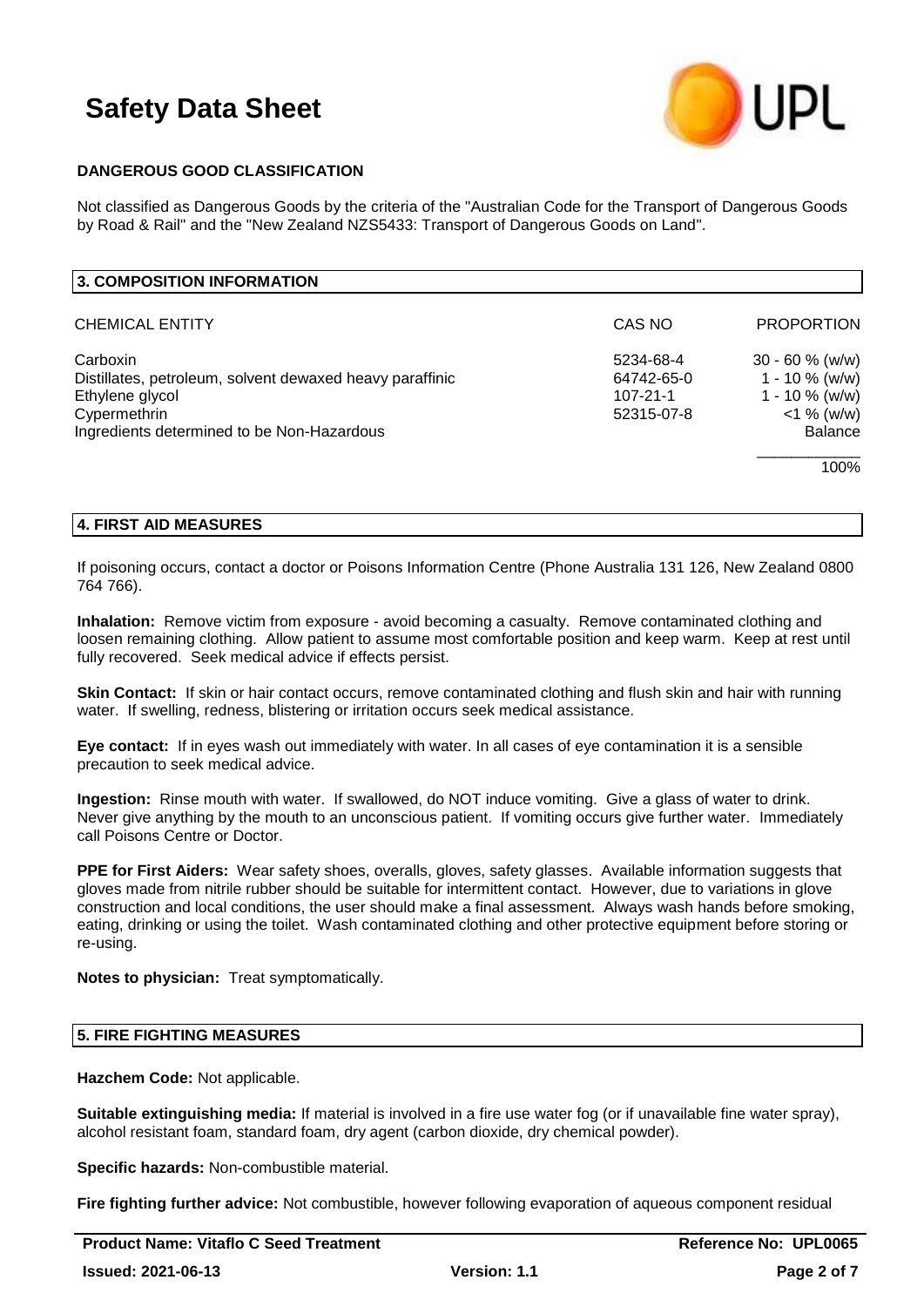#### DANGEROUS GOOD CLASSIFICATION

Not classified as Dangerous Goods by the criteria of the "Australian Code for the Transport of Dangerous Goods by Road & Rail" and the "New Zealand NZS5433: Transport of Dangerous Goods on Land".

## 3. COMPOSITION INFORMATION

| CHEMICAL ENTITY | CAS NO | PROPORTION |
|---|---|---|
| Carboxin | 5234-68-4 | 30 - 60 % (w/w) |
| Distillates, petroleum, solvent dewaxed heavy paraffinic | 64742-65-0 | 1 - 10 % (w/w) |
| Ethylene glycol | 107-21-1 | 1 - 10 % (w/w) |
| Cypermethrin | 52315-07-8 | <1 % (w/w) |
| Ingredients determined to be Non-Hazardous | | Balance |
| | | 100% |

## 4. FIRST AID MEASURES

If poisoning occurs, contact a doctor or Poisons Information Centre (Phone Australia 131 126, New Zealand 0800 764 766).

**Inhalation:** Remove victim from exposure - avoid becoming a casualty. Remove contaminated clothing and loosen remaining clothing. Allow patient to assume most comfortable position and keep warm. Keep at rest until fully recovered. Seek medical advice if effects persist.

**Skin Contact:** If skin or hair contact occurs, remove contaminated clothing and flush skin and hair with running water. If swelling, redness, blistering or irritation occurs seek medical assistance.

**Eye contact:** If in eyes wash out immediately with water. In all cases of eye contamination it is a sensible precaution to seek medical advice.

**Ingestion:** Rinse mouth with water. If swallowed, do NOT induce vomiting. Give a glass of water to drink. Never give anything by the mouth to an unconscious patient. If vomiting occurs give further water. Immediately call Poisons Centre or Doctor.

**PPE for First Aiders:** Wear safety shoes, overalls, gloves, safety glasses. Available information suggests that gloves made from nitrile rubber should be suitable for intermittent contact. However, due to variations in glove construction and local conditions, the user should make a final assessment. Always wash hands before smoking, eating, drinking or using the toilet. Wash contaminated clothing and other protective equipment before storing or re-using.

**Notes to physician:** Treat symptomatically.

## 5. FIRE FIGHTING MEASURES

**Hazchem Code:** Not applicable.

**Suitable extinguishing media:** If material is involved in a fire use water fog (or if unavailable fine water spray), alcohol resistant foam, standard foam, dry agent (carbon dioxide, dry chemical powder).

**Specific hazards:** Non-combustible material.

**Fire fighting further advice:** Not combustible, however following evaporation of aqueous component residual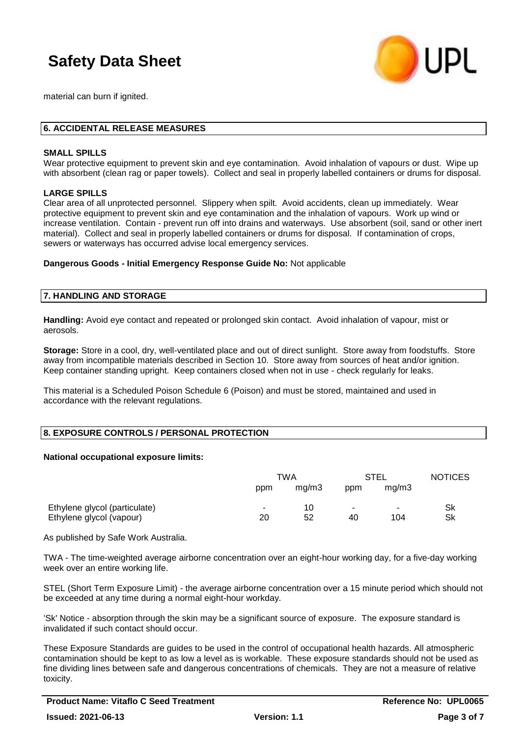material can burn if ignited.

## 6. ACCIDENTAL RELEASE MEASURES

### SMALL SPILLS

Wear protective equipment to prevent skin and eye contamination. Avoid inhalation of vapours or dust. Wipe up with absorbent (clean rag or paper towels). Collect and seal in properly labelled containers or drums for disposal.

### LARGE SPILLS

Clear area of all unprotected personnel. Slippery when spilt. Avoid accidents, clean up immediately. Wear protective equipment to prevent skin and eye contamination and the inhalation of vapours. Work up wind or increase ventilation. Contain - prevent run off into drains and waterways. Use absorbent (soil, sand or other inert material). Collect and seal in properly labelled containers or drums for disposal. If contamination of crops, sewers or waterways has occurred advise local emergency services.

**Dangerous Goods - Initial Emergency Response Guide No:** Not applicable

## 7. HANDLING AND STORAGE

**Handling:** Avoid eye contact and repeated or prolonged skin contact. Avoid inhalation of vapour, mist or aerosols.

**Storage:** Store in a cool, dry, well-ventilated place and out of direct sunlight. Store away from foodstuffs. Store away from incompatible materials described in Section 10. Store away from sources of heat and/or ignition. Keep container standing upright. Keep containers closed when not in use - check regularly for leaks.

This material is a Scheduled Poison Schedule 6 (Poison) and must be stored, maintained and used in accordance with the relevant regulations.

## 8. EXPOSURE CONTROLS / PERSONAL PROTECTION

**National occupational exposure limits:**

| | TWA | | STEL | | NOTICES |
|---|---|---|---|---|---|
| | ppm | mg/m3 | ppm | mg/m3 | |
| Ethylene glycol (particulate) | - | 10 | - | - | Sk |
| Ethylene glycol (vapour) | 20 | 52 | 40 | 104 | Sk |

As published by Safe Work Australia.

TWA - The time-weighted average airborne concentration over an eight-hour working day, for a five-day working week over an entire working life.

STEL (Short Term Exposure Limit) - the average airborne concentration over a 15 minute period which should not be exceeded at any time during a normal eight-hour workday.

'Sk' Notice - absorption through the skin may be a significant source of exposure. The exposure standard is invalidated if such contact should occur.

These Exposure Standards are guides to be used in the control of occupational health hazards. All atmospheric contamination should be kept to as low a level as is workable. These exposure standards should not be used as fine dividing lines between safe and dangerous concentrations of chemicals. They are not a measure of relative toxicity.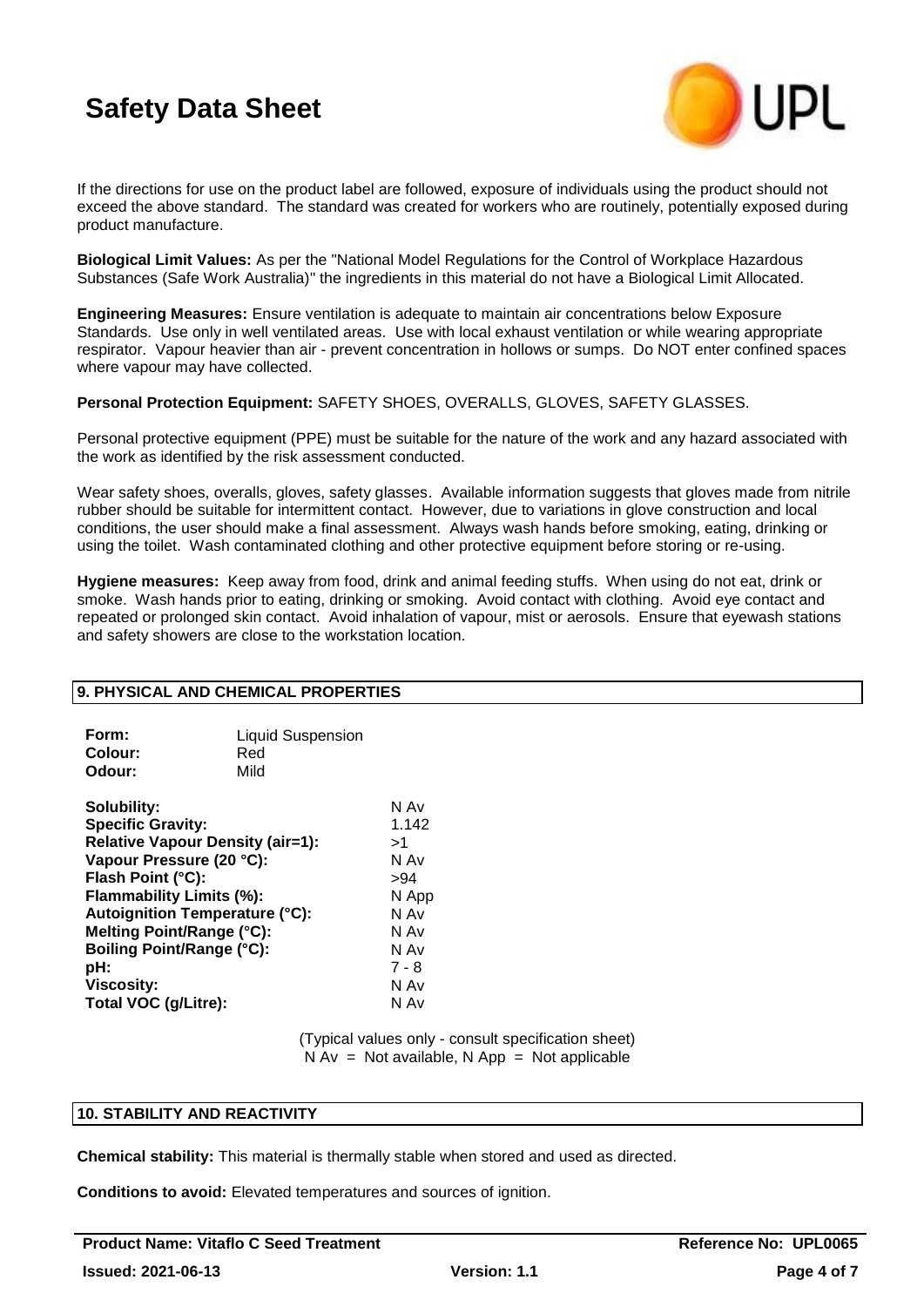If the directions for use on the product label are followed, exposure of individuals using the product should not exceed the above standard. The standard was created for workers who are routinely, potentially exposed during product manufacture.

**Biological Limit Values:** As per the "National Model Regulations for the Control of Workplace Hazardous Substances (Safe Work Australia)" the ingredients in this material do not have a Biological Limit Allocated.

**Engineering Measures:** Ensure ventilation is adequate to maintain air concentrations below Exposure Standards. Use only in well ventilated areas. Use with local exhaust ventilation or while wearing appropriate respirator. Vapour heavier than air - prevent concentration in hollows or sumps. Do NOT enter confined spaces where vapour may have collected.

**Personal Protection Equipment:** SAFETY SHOES, OVERALLS, GLOVES, SAFETY GLASSES.

Personal protective equipment (PPE) must be suitable for the nature of the work and any hazard associated with the work as identified by the risk assessment conducted.

Wear safety shoes, overalls, gloves, safety glasses. Available information suggests that gloves made from nitrile rubber should be suitable for intermittent contact. However, due to variations in glove construction and local conditions, the user should make a final assessment. Always wash hands before smoking, eating, drinking or using the toilet. Wash contaminated clothing and other protective equipment before storing or re-using.

**Hygiene measures:** Keep away from food, drink and animal feeding stuffs. When using do not eat, drink or smoke. Wash hands prior to eating, drinking or smoking. Avoid contact with clothing. Avoid eye contact and repeated or prolonged skin contact. Avoid inhalation of vapour, mist or aerosols. Ensure that eyewash stations and safety showers are close to the workstation location.

## 9. PHYSICAL AND CHEMICAL PROPERTIES

| | |
|---|---|
| **Form:** | Liquid Suspension |
| **Colour:** | Red |
| **Odour:** | Mild |

| | |
|---|---|
| **Solubility:** | N Av |
| **Specific Gravity:** | 1.142 |
| **Relative Vapour Density (air=1):** | >1 |
| **Vapour Pressure (20 °C):** | N Av |
| **Flash Point (°C):** | >94 |
| **Flammability Limits (%):** | N App |
| **Autoignition Temperature (°C):** | N Av |
| **Melting Point/Range (°C):** | N Av |
| **Boiling Point/Range (°C):** | N Av |
| **pH:** | 7 - 8 |
| **Viscosity:** | N Av |
| **Total VOC (g/Litre):** | N Av |

(Typical values only - consult specification sheet)
N Av = Not available, N App = Not applicable

## 10. STABILITY AND REACTIVITY

**Chemical stability:** This material is thermally stable when stored and used as directed.

**Conditions to avoid:** Elevated temperatures and sources of ignition.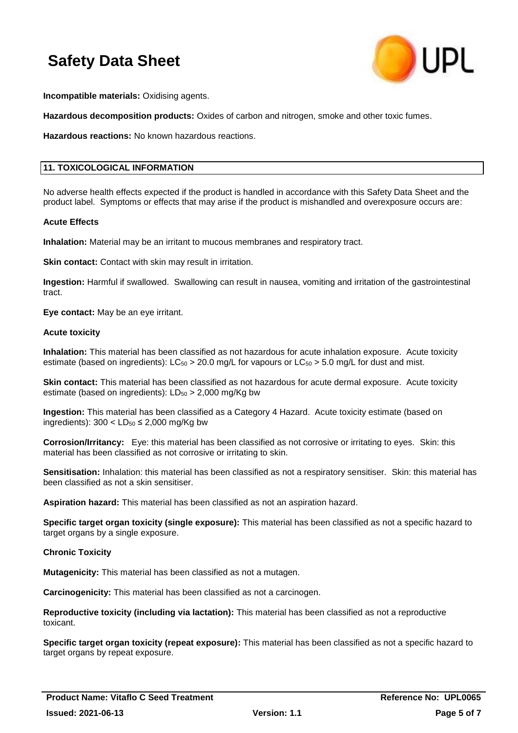**Incompatible materials:** Oxidising agents.

**Hazardous decomposition products:** Oxides of carbon and nitrogen, smoke and other toxic fumes.

**Hazardous reactions:** No known hazardous reactions.

## 11. TOXICOLOGICAL INFORMATION

No adverse health effects expected if the product is handled in accordance with this Safety Data Sheet and the product label. Symptoms or effects that may arise if the product is mishandled and overexposure occurs are:

**Acute Effects**

**Inhalation:** Material may be an irritant to mucous membranes and respiratory tract.

**Skin contact:** Contact with skin may result in irritation.

**Ingestion:** Harmful if swallowed. Swallowing can result in nausea, vomiting and irritation of the gastrointestinal tract.

**Eye contact:** May be an eye irritant.

**Acute toxicity**

**Inhalation:** This material has been classified as not hazardous for acute inhalation exposure. Acute toxicity estimate (based on ingredients): $LC_{50}$ > 20.0 mg/L for vapours or $LC_{50}$ > 5.0 mg/L for dust and mist.

**Skin contact:** This material has been classified as not hazardous for acute dermal exposure. Acute toxicity estimate (based on ingredients): $LD_{50}$ > 2,000 mg/Kg bw

**Ingestion:** This material has been classified as a Category 4 Hazard. Acute toxicity estimate (based on ingredients): 300 < $LD_{50}$ ≤ 2,000 mg/Kg bw

**Corrosion/Irritancy:** Eye: this material has been classified as not corrosive or irritating to eyes. Skin: this material has been classified as not corrosive or irritating to skin.

**Sensitisation:** Inhalation: this material has been classified as not a respiratory sensitiser. Skin: this material has been classified as not a skin sensitiser.

**Aspiration hazard:** This material has been classified as not an aspiration hazard.

**Specific target organ toxicity (single exposure):** This material has been classified as not a specific hazard to target organs by a single exposure.

**Chronic Toxicity**

**Mutagenicity:** This material has been classified as not a mutagen.

**Carcinogenicity:** This material has been classified as not a carcinogen.

**Reproductive toxicity (including via lactation):** This material has been classified as not a reproductive toxicant.

**Specific target organ toxicity (repeat exposure):** This material has been classified as not a specific hazard to target organs by repeat exposure.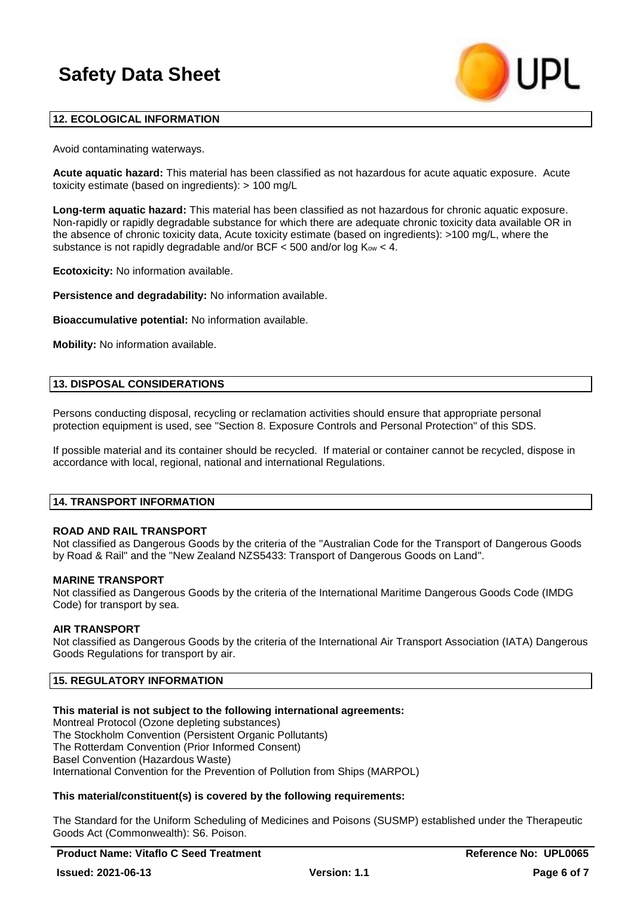## 12. ECOLOGICAL INFORMATION

Avoid contaminating waterways.

**Acute aquatic hazard:** This material has been classified as not hazardous for acute aquatic exposure. Acute toxicity estimate (based on ingredients): > 100 mg/L

**Long-term aquatic hazard:** This material has been classified as not hazardous for chronic aquatic exposure. Non-rapidly or rapidly degradable substance for which there are adequate chronic toxicity data available OR in the absence of chronic toxicity data, Acute toxicity estimate (based on ingredients): >100 mg/L, where the substance is not rapidly degradable and/or BCF < 500 and/or log $K_{ow}$ < 4.

**Ecotoxicity:** No information available.

**Persistence and degradability:** No information available.

**Bioaccumulative potential:** No information available.

**Mobility:** No information available.

## 13. DISPOSAL CONSIDERATIONS

Persons conducting disposal, recycling or reclamation activities should ensure that appropriate personal protection equipment is used, see "Section 8. Exposure Controls and Personal Protection" of this SDS.

If possible material and its container should be recycled. If material or container cannot be recycled, dispose in accordance with local, regional, national and international Regulations.

## 14. TRANSPORT INFORMATION

**ROAD AND RAIL TRANSPORT**

Not classified as Dangerous Goods by the criteria of the "Australian Code for the Transport of Dangerous Goods by Road & Rail" and the "New Zealand NZS5433: Transport of Dangerous Goods on Land".

**MARINE TRANSPORT**

Not classified as Dangerous Goods by the criteria of the International Maritime Dangerous Goods Code (IMDG Code) for transport by sea.

**AIR TRANSPORT**

Not classified as Dangerous Goods by the criteria of the International Air Transport Association (IATA) Dangerous Goods Regulations for transport by air.

## 15. REGULATORY INFORMATION

**This material is not subject to the following international agreements:**

Montreal Protocol (Ozone depleting substances)
The Stockholm Convention (Persistent Organic Pollutants)
The Rotterdam Convention (Prior Informed Consent)
Basel Convention (Hazardous Waste)
International Convention for the Prevention of Pollution from Ships (MARPOL)

**This material/constituent(s) is covered by the following requirements:**

The Standard for the Uniform Scheduling of Medicines and Poisons (SUSMP) established under the Therapeutic Goods Act (Commonwealth): S6. Poison.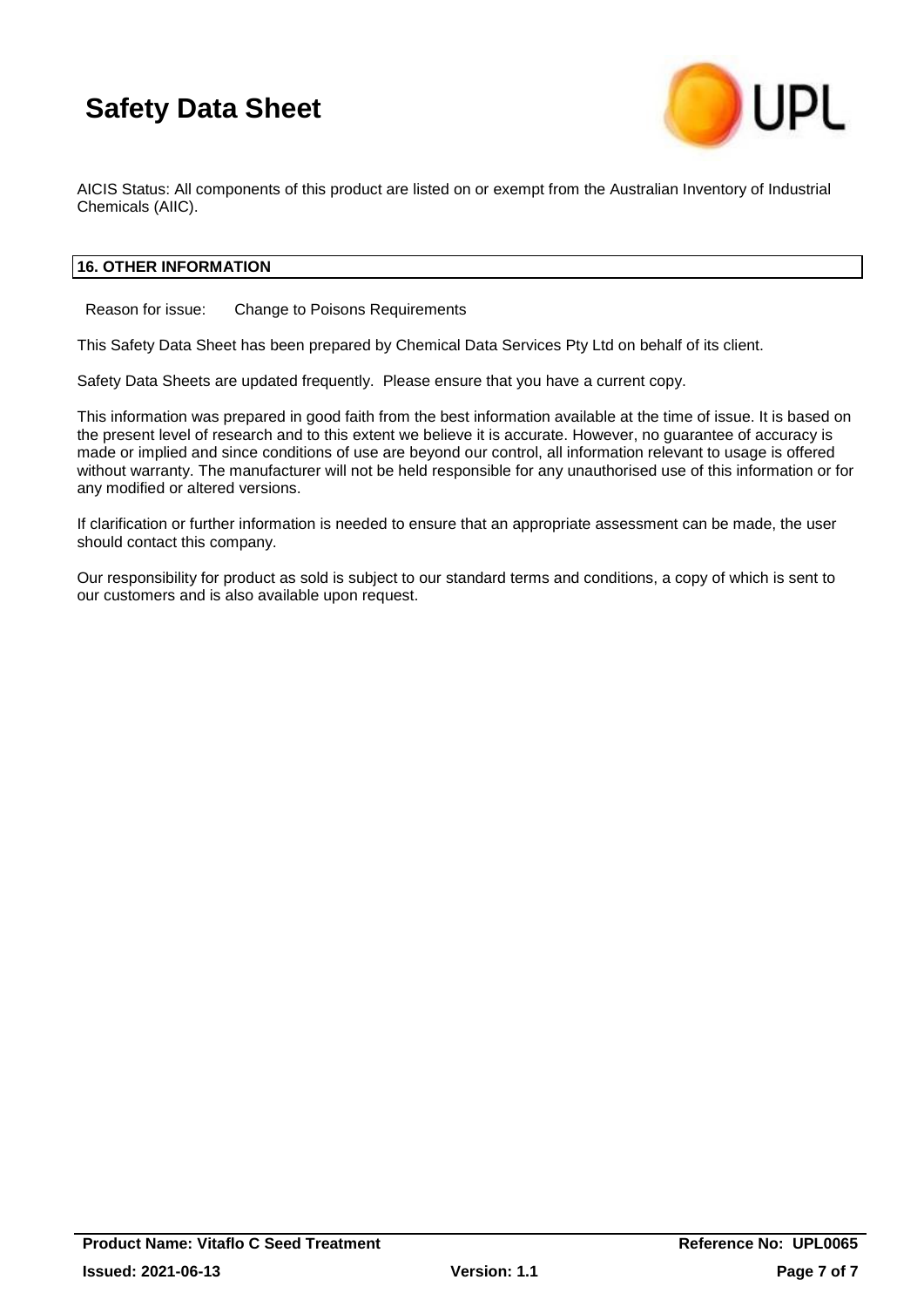AICIS Status: All components of this product are listed on or exempt from the Australian Inventory of Industrial Chemicals (AIIC).

## 16. OTHER INFORMATION

Reason for issue: Change to Poisons Requirements

This Safety Data Sheet has been prepared by Chemical Data Services Pty Ltd on behalf of its client.

Safety Data Sheets are updated frequently. Please ensure that you have a current copy.

This information was prepared in good faith from the best information available at the time of issue. It is based on the present level of research and to this extent we believe it is accurate. However, no guarantee of accuracy is made or implied and since conditions of use are beyond our control, all information relevant to usage is offered without warranty. The manufacturer will not be held responsible for any unauthorised use of this information or for any modified or altered versions.

If clarification or further information is needed to ensure that an appropriate assessment can be made, the user should contact this company.

Our responsibility for product as sold is subject to our standard terms and conditions, a copy of which is sent to our customers and is also available upon request.